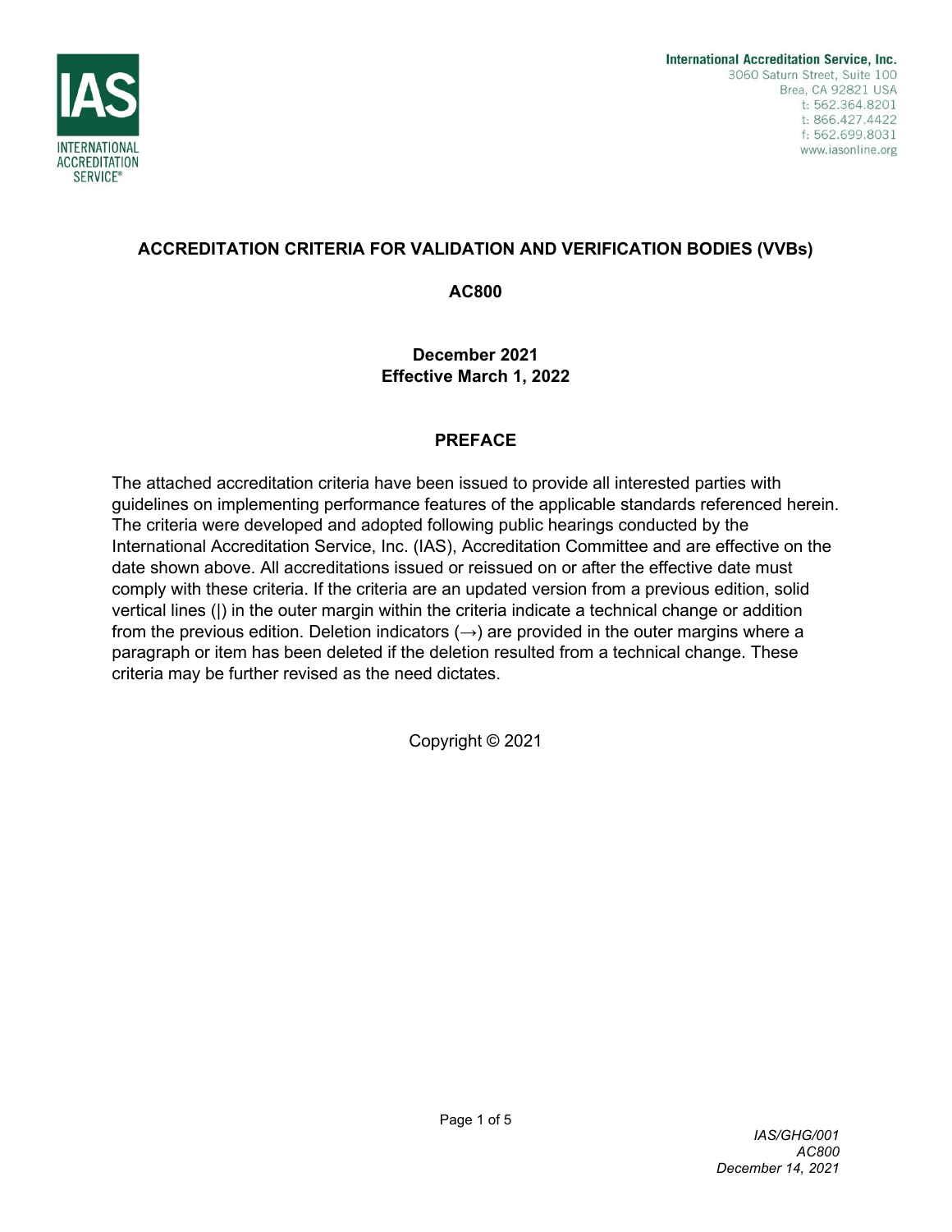International Accreditation Service, Inc.
3060 Saturn Street, Suite 100
Brea, CA 92821 USA
t: 562.364.8201
t: 866.427.4422
f: 562.699.8031
www.iasonline.org

# ACCREDITATION CRITERIA FOR VALIDATION AND VERIFICATION BODIES (VVBs)

## AC800

**December 2021**
**Effective March 1, 2022**

## PREFACE

The attached accreditation criteria have been issued to provide all interested parties with guidelines on implementing performance features of the applicable standards referenced herein. The criteria were developed and adopted following public hearings conducted by the International Accreditation Service, Inc. (IAS), Accreditation Committee and are effective on the date shown above. All accreditations issued or reissued on or after the effective date must comply with these criteria. If the criteria are an updated version from a previous edition, solid vertical lines (|) in the outer margin within the criteria indicate a technical change or addition from the previous edition. Deletion indicators (→) are provided in the outer margins where a paragraph or item has been deleted if the deletion resulted from a technical change. These criteria may be further revised as the need dictates.

Copyright © 2021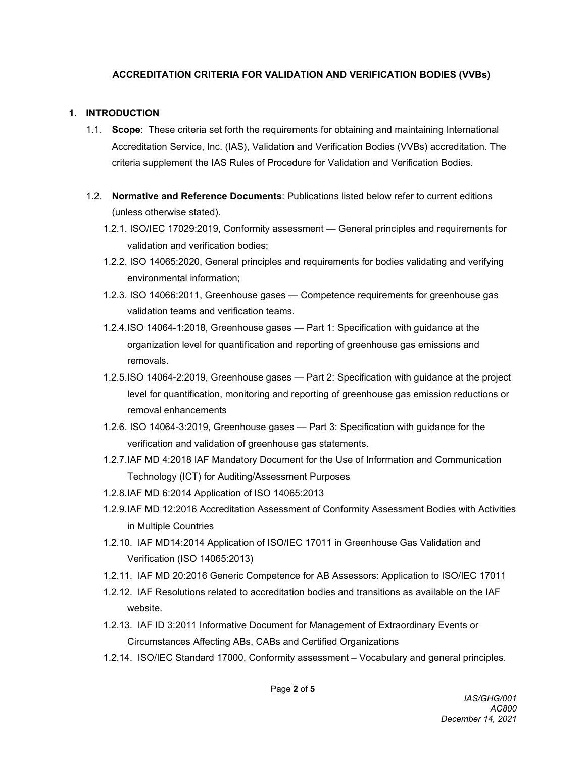**ACCREDITATION CRITERIA FOR VALIDATION AND VERIFICATION BODIES (VVBs)**

## 1. INTRODUCTION

1.1. **Scope**: These criteria set forth the requirements for obtaining and maintaining International Accreditation Service, Inc. (IAS), Validation and Verification Bodies (VVBs) accreditation. The criteria supplement the IAS Rules of Procedure for Validation and Verification Bodies.

1.2. **Normative and Reference Documents**: Publications listed below refer to current editions (unless otherwise stated).

1.2.1. ISO/IEC 17029:2019, Conformity assessment — General principles and requirements for validation and verification bodies;

1.2.2. ISO 14065:2020, General principles and requirements for bodies validating and verifying environmental information;

1.2.3. ISO 14066:2011, Greenhouse gases — Competence requirements for greenhouse gas validation teams and verification teams.

1.2.4. ISO 14064-1:2018, Greenhouse gases — Part 1: Specification with guidance at the organization level for quantification and reporting of greenhouse gas emissions and removals.

1.2.5. ISO 14064-2:2019, Greenhouse gases — Part 2: Specification with guidance at the project level for quantification, monitoring and reporting of greenhouse gas emission reductions or removal enhancements

1.2.6. ISO 14064-3:2019, Greenhouse gases — Part 3: Specification with guidance for the verification and validation of greenhouse gas statements.

1.2.7. IAF MD 4:2018 IAF Mandatory Document for the Use of Information and Communication Technology (ICT) for Auditing/Assessment Purposes

1.2.8. IAF MD 6:2014 Application of ISO 14065:2013

1.2.9. IAF MD 12:2016 Accreditation Assessment of Conformity Assessment Bodies with Activities in Multiple Countries

1.2.10. IAF MD14:2014 Application of ISO/IEC 17011 in Greenhouse Gas Validation and Verification (ISO 14065:2013)

1.2.11. IAF MD 20:2016 Generic Competence for AB Assessors: Application to ISO/IEC 17011

1.2.12. IAF Resolutions related to accreditation bodies and transitions as available on the IAF website.

1.2.13. IAF ID 3:2011 Informative Document for Management of Extraordinary Events or Circumstances Affecting ABs, CABs and Certified Organizations

1.2.14. ISO/IEC Standard 17000, Conformity assessment – Vocabulary and general principles.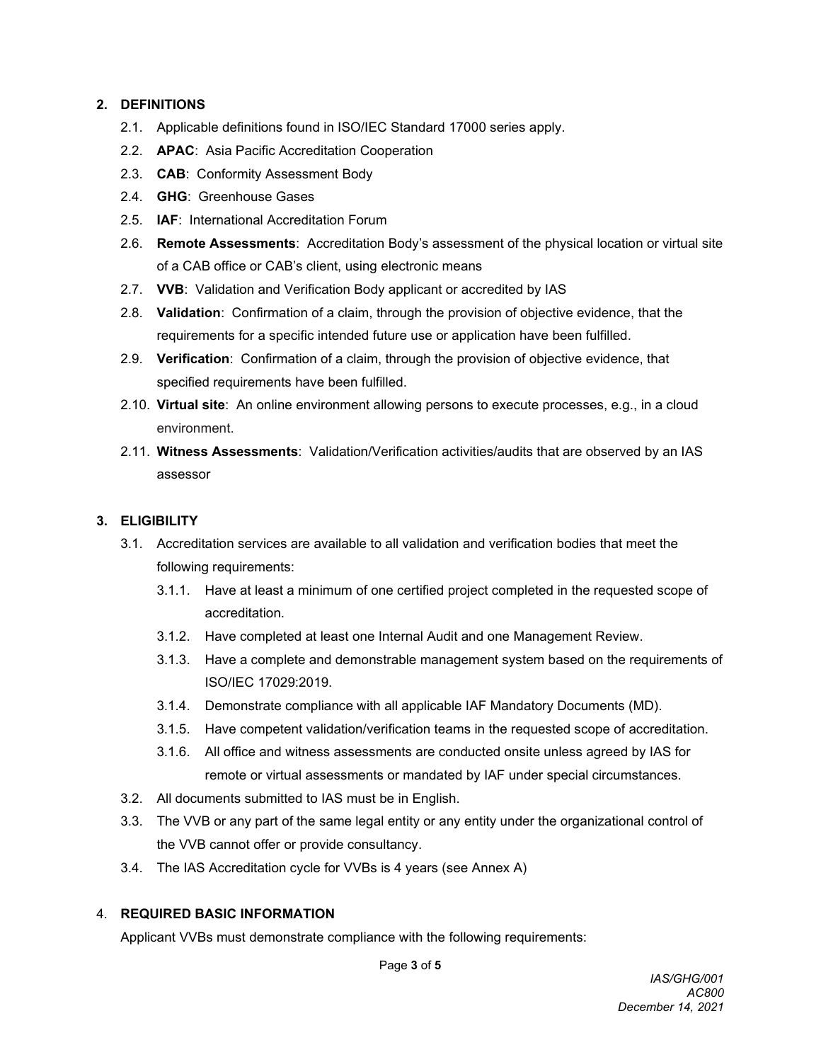## 2. DEFINITIONS

2.1. Applicable definitions found in ISO/IEC Standard 17000 series apply.

2.2. **APAC**: Asia Pacific Accreditation Cooperation

2.3. **CAB**: Conformity Assessment Body

2.4. **GHG**: Greenhouse Gases

2.5. **IAF**: International Accreditation Forum

2.6. **Remote Assessments**: Accreditation Body's assessment of the physical location or virtual site of a CAB office or CAB's client, using electronic means

2.7. **VVB**: Validation and Verification Body applicant or accredited by IAS

2.8. **Validation**: Confirmation of a claim, through the provision of objective evidence, that the requirements for a specific intended future use or application have been fulfilled.

2.9. **Verification**: Confirmation of a claim, through the provision of objective evidence, that specified requirements have been fulfilled.

2.10. **Virtual site**: An online environment allowing persons to execute processes, e.g., in a cloud environment.

2.11. **Witness Assessments**: Validation/Verification activities/audits that are observed by an IAS assessor

## 3. ELIGIBILITY

3.1. Accreditation services are available to all validation and verification bodies that meet the following requirements:

3.1.1. Have at least a minimum of one certified project completed in the requested scope of accreditation.

3.1.2. Have completed at least one Internal Audit and one Management Review.

3.1.3. Have a complete and demonstrable management system based on the requirements of ISO/IEC 17029:2019.

3.1.4. Demonstrate compliance with all applicable IAF Mandatory Documents (MD).

3.1.5. Have competent validation/verification teams in the requested scope of accreditation.

3.1.6. All office and witness assessments are conducted onsite unless agreed by IAS for remote or virtual assessments or mandated by IAF under special circumstances.

3.2. All documents submitted to IAS must be in English.

3.3. The VVB or any part of the same legal entity or any entity under the organizational control of the VVB cannot offer or provide consultancy.

3.4. The IAS Accreditation cycle for VVBs is 4 years (see Annex A)

## 4. REQUIRED BASIC INFORMATION

Applicant VVBs must demonstrate compliance with the following requirements: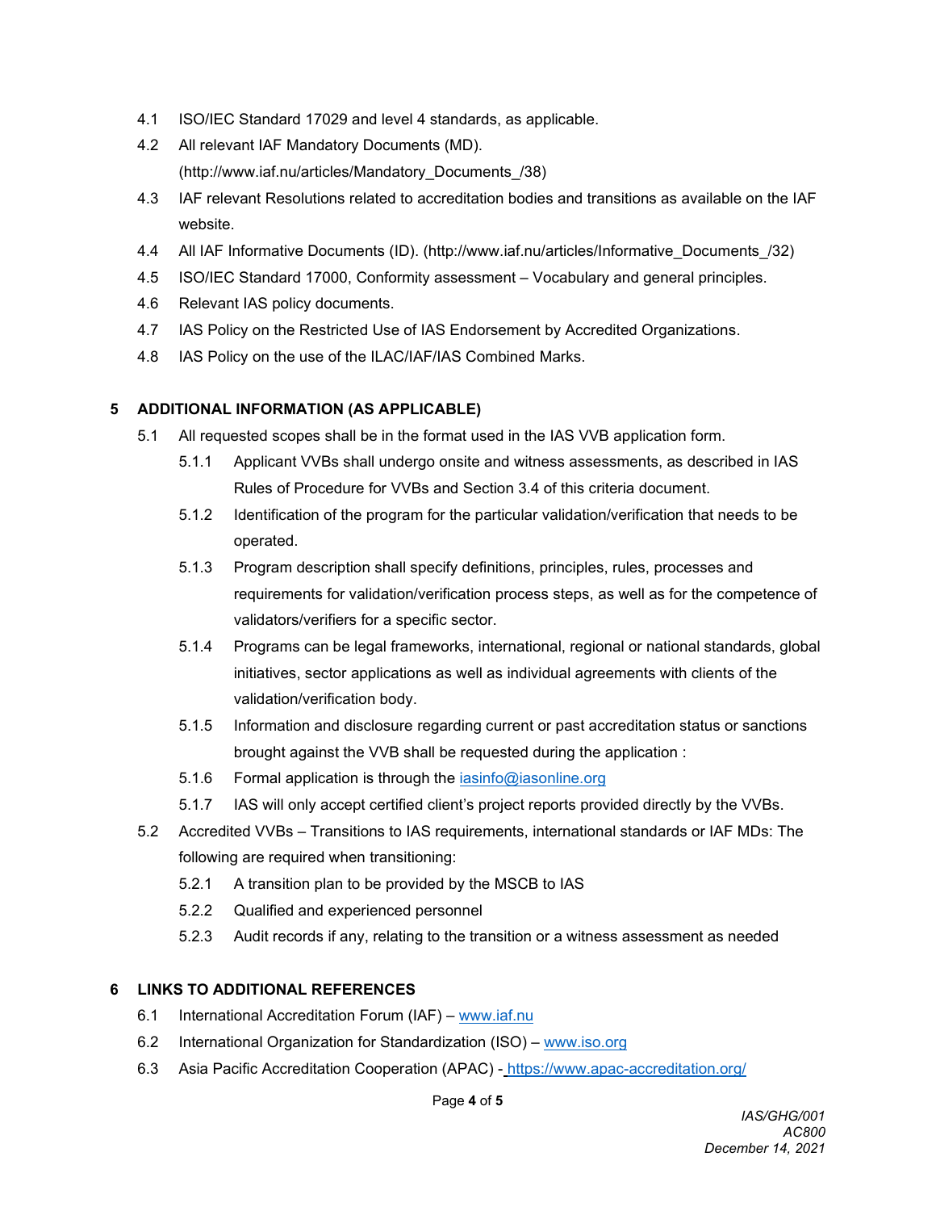4.1 ISO/IEC Standard 17029 and level 4 standards, as applicable.

4.2 All relevant IAF Mandatory Documents (MD). (http://www.iaf.nu/articles/Mandatory_Documents_/38)

4.3 IAF relevant Resolutions related to accreditation bodies and transitions as available on the IAF website.

4.4 All IAF Informative Documents (ID). (http://www.iaf.nu/articles/Informative_Documents_/32)

4.5 ISO/IEC Standard 17000, Conformity assessment – Vocabulary and general principles.

4.6 Relevant IAS policy documents.

4.7 IAS Policy on the Restricted Use of IAS Endorsement by Accredited Organizations.

4.8 IAS Policy on the use of the ILAC/IAF/IAS Combined Marks.

## 5 ADDITIONAL INFORMATION (AS APPLICABLE)

5.1 All requested scopes shall be in the format used in the IAS VVB application form.

5.1.1 Applicant VVBs shall undergo onsite and witness assessments, as described in IAS Rules of Procedure for VVBs and Section 3.4 of this criteria document.

5.1.2 Identification of the program for the particular validation/verification that needs to be operated.

5.1.3 Program description shall specify definitions, principles, rules, processes and requirements for validation/verification process steps, as well as for the competence of validators/verifiers for a specific sector.

5.1.4 Programs can be legal frameworks, international, regional or national standards, global initiatives, sector applications as well as individual agreements with clients of the validation/verification body.

5.1.5 Information and disclosure regarding current or past accreditation status or sanctions brought against the VVB shall be requested during the application :

5.1.6 Formal application is through the [iasinfo@iasonline.org](mailto:iasinfo@iasonline.org)

5.1.7 IAS will only accept certified client's project reports provided directly by the VVBs.

5.2 Accredited VVBs – Transitions to IAS requirements, international standards or IAF MDs: The following are required when transitioning:

5.2.1 A transition plan to be provided by the MSCB to IAS

5.2.2 Qualified and experienced personnel

5.2.3 Audit records if any, relating to the transition or a witness assessment as needed

## 6 LINKS TO ADDITIONAL REFERENCES

6.1 International Accreditation Forum (IAF) – [www.iaf.nu](http://www.iaf.nu)

6.2 International Organization for Standardization (ISO) – [www.iso.org](http://www.iso.org)

6.3 Asia Pacific Accreditation Cooperation (APAC) - [https://www.apac-accreditation.org/](https://www.apac-accreditation.org/)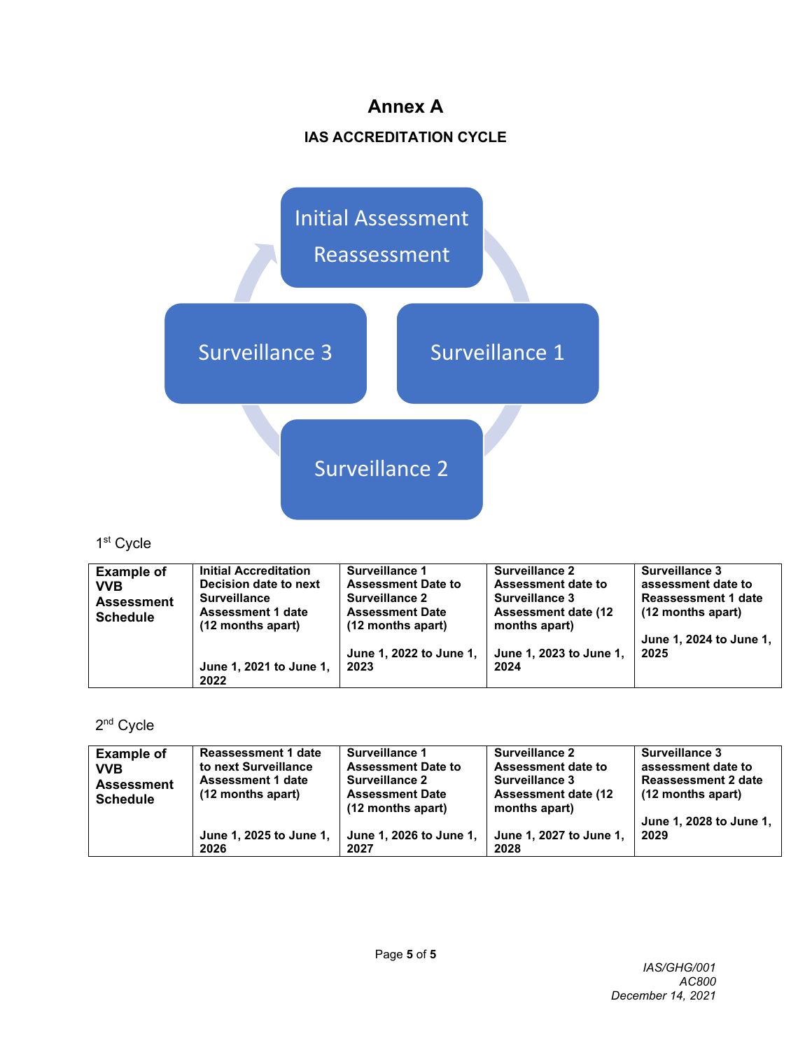# Annex A

## IAS ACCREDITATION CYCLE

Initial Assessment
Reassessment

Surveillance 1

Surveillance 2

Surveillance 3

1st Cycle

| | | | | |
|---|---|---|---|---|
| **Example of VVB Assessment Schedule** | **Initial Accreditation Decision date to next Surveillance Assessment 1 date (12 months apart)**<br><br>**June 1, 2021 to June 1, 2022** | **Surveillance 1 Assessment Date to Surveillance 2 Assessment Date (12 months apart)**<br><br>**June 1, 2022 to June 1, 2023** | **Surveillance 2 Assessment date to Surveillance 3 Assessment date (12 months apart)**<br><br>**June 1, 2023 to June 1, 2024** | **Surveillance 3 assessment date to Reassessment 1 date (12 months apart)**<br><br>**June 1, 2024 to June 1, 2025** |

2nd Cycle

| | | | | |
|---|---|---|---|---|
| **Example of VVB Assessment Schedule** | **Reassessment 1 date to next Surveillance Assessment 1 date (12 months apart)**<br><br>**June 1, 2025 to June 1, 2026** | **Surveillance 1 Assessment Date to Surveillance 2 Assessment Date (12 months apart)**<br><br>**June 1, 2026 to June 1, 2027** | **Surveillance 2 Assessment date to Surveillance 3 Assessment date (12 months apart)**<br><br>**June 1, 2027 to June 1, 2028** | **Surveillance 3 assessment date to Reassessment 2 date (12 months apart)**<br><br>**June 1, 2028 to June 1, 2029** |

*IAS/GHG/001*
*AC800*
*December 14, 2021*